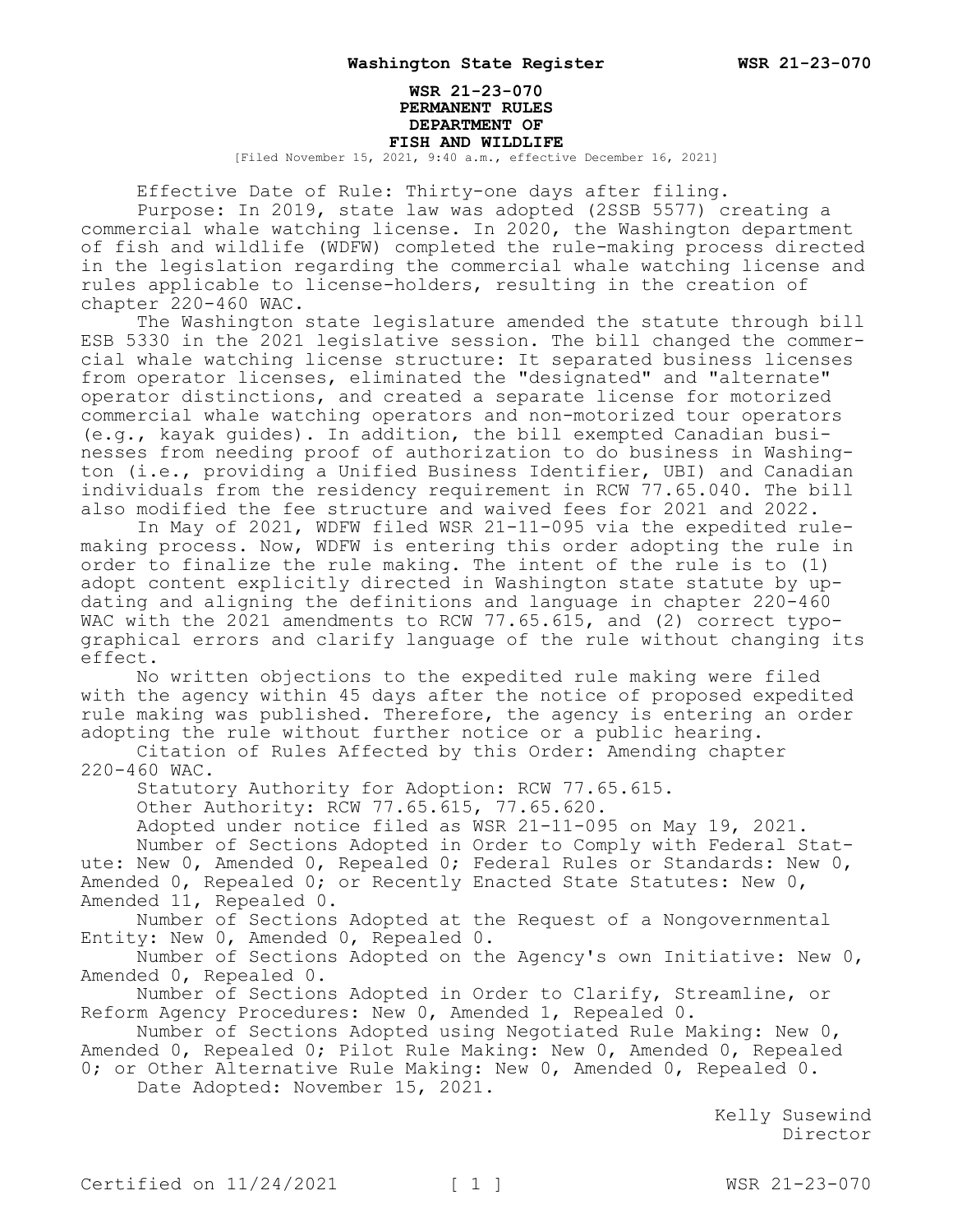# WSR 21-23-070
## PERMANENT RULES
## DEPARTMENT OF
## FISH AND WILDLIFE

[Filed November 15, 2021, 9:40 a.m., effective December 16, 2021]

Effective Date of Rule: Thirty-one days after filing.

Purpose: In 2019, state law was adopted (2SSB 5577) creating a commercial whale watching license. In 2020, the Washington department of fish and wildlife (WDFW) completed the rule-making process directed in the legislation regarding the commercial whale watching license and rules applicable to license-holders, resulting in the creation of chapter 220-460 WAC.

The Washington state legislature amended the statute through bill ESB 5330 in the 2021 legislative session. The bill changed the commercial whale watching license structure: It separated business licenses from operator licenses, eliminated the "designated" and "alternate" operator distinctions, and created a separate license for motorized commercial whale watching operators and non-motorized tour operators (e.g., kayak guides). In addition, the bill exempted Canadian businesses from needing proof of authorization to do business in Washington (i.e., providing a Unified Business Identifier, UBI) and Canadian individuals from the residency requirement in RCW 77.65.040. The bill also modified the fee structure and waived fees for 2021 and 2022.

In May of 2021, WDFW filed WSR 21-11-095 via the expedited rule-making process. Now, WDFW is entering this order adopting the rule in order to finalize the rule making. The intent of the rule is to (1) adopt content explicitly directed in Washington state statute by updating and aligning the definitions and language in chapter 220-460 WAC with the 2021 amendments to RCW 77.65.615, and (2) correct typographical errors and clarify language of the rule without changing its effect.

No written objections to the expedited rule making were filed with the agency within 45 days after the notice of proposed expedited rule making was published. Therefore, the agency is entering an order adopting the rule without further notice or a public hearing.

Citation of Rules Affected by this Order: Amending chapter 220-460 WAC.

Statutory Authority for Adoption: RCW 77.65.615.

Other Authority: RCW 77.65.615, 77.65.620.

Adopted under notice filed as WSR 21-11-095 on May 19, 2021.

Number of Sections Adopted in Order to Comply with Federal Statute: New 0, Amended 0, Repealed 0; Federal Rules or Standards: New 0, Amended 0, Repealed 0; or Recently Enacted State Statutes: New 0, Amended 11, Repealed 0.

Number of Sections Adopted at the Request of a Nongovernmental Entity: New 0, Amended 0, Repealed 0.

Number of Sections Adopted on the Agency's own Initiative: New 0, Amended 0, Repealed 0.

Number of Sections Adopted in Order to Clarify, Streamline, or Reform Agency Procedures: New 0, Amended 1, Repealed 0.

Number of Sections Adopted using Negotiated Rule Making: New 0, Amended 0, Repealed 0; Pilot Rule Making: New 0, Amended 0, Repealed 0; or Other Alternative Rule Making: New 0, Amended 0, Repealed 0.

Date Adopted: November 15, 2021.

Kelly Susewind
Director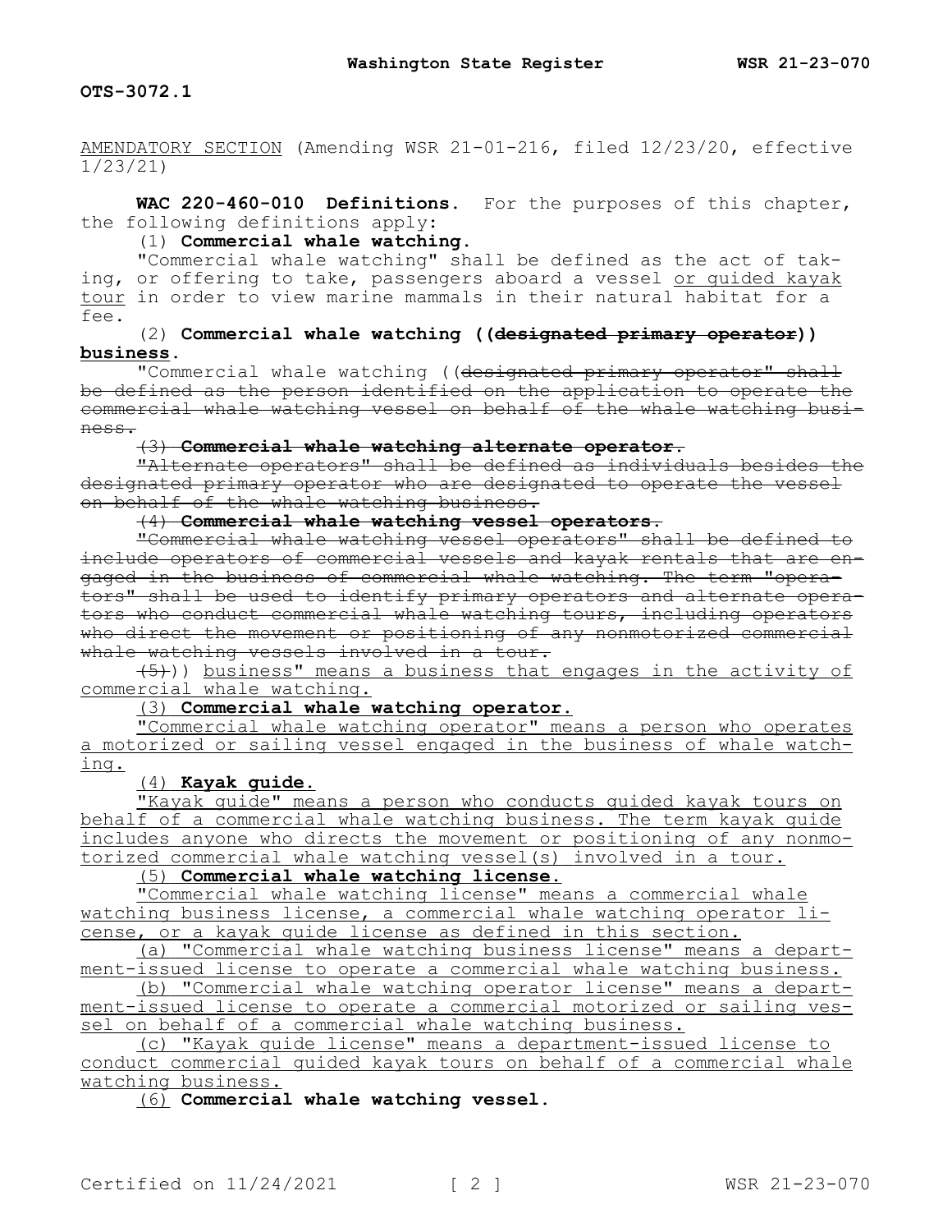OTS-3072.1

AMENDATORY SECTION (Amending WSR 21-01-216, filed 12/23/20, effective 1/23/21)

**WAC 220-460-010 Definitions.** For the purposes of this chapter, the following definitions apply:

(1) **Commercial whale watching.**

"Commercial whale watching" shall be defined as the act of taking, or offering to take, passengers aboard a vessel or guided kayak tour in order to view marine mammals in their natural habitat for a fee.

(2) **Commercial whale watching ((~~designated primary operator~~)) business.**

"Commercial whale watching ((~~designated primary operator" shall be defined as the person identified on the application to operate the commercial whale watching vessel on behalf of the whale watching business.~~

~~(3) **Commercial whale watching alternate operator.**~~

~~"Alternate operators" shall be defined as individuals besides the designated primary operator who are designated to operate the vessel on behalf of the whale watching business.~~

~~(4) **Commercial whale watching vessel operators.**~~

~~"Commercial whale watching vessel operators" shall be defined to include operators of commercial vessels and kayak rentals that are engaged in the business of commercial whale watching. The term "operators" shall be used to identify primary operators and alternate operators who conduct commercial whale watching tours, including operators who direct the movement or positioning of any nonmotorized commercial whale watching vessels involved in a tour.~~

~~(5)~~)) business" means a business that engages in the activity of commercial whale watching.

(3) **Commercial whale watching operator.**

"Commercial whale watching operator" means a person who operates a motorized or sailing vessel engaged in the business of whale watching.

(4) **Kayak guide.**

"Kayak guide" means a person who conducts guided kayak tours on behalf of a commercial whale watching business. The term kayak guide includes anyone who directs the movement or positioning of any nonmotorized commercial whale watching vessel(s) involved in a tour.

(5) **Commercial whale watching license.**

"Commercial whale watching license" means a commercial whale watching business license, a commercial whale watching operator license, or a kayak guide license as defined in this section.

(a) "Commercial whale watching business license" means a department-issued license to operate a commercial whale watching business.

(b) "Commercial whale watching operator license" means a department-issued license to operate a commercial motorized or sailing vessel on behalf of a commercial whale watching business.

(c) "Kayak guide license" means a department-issued license to conduct commercial guided kayak tours on behalf of a commercial whale watching business.

(6) **Commercial whale watching vessel.**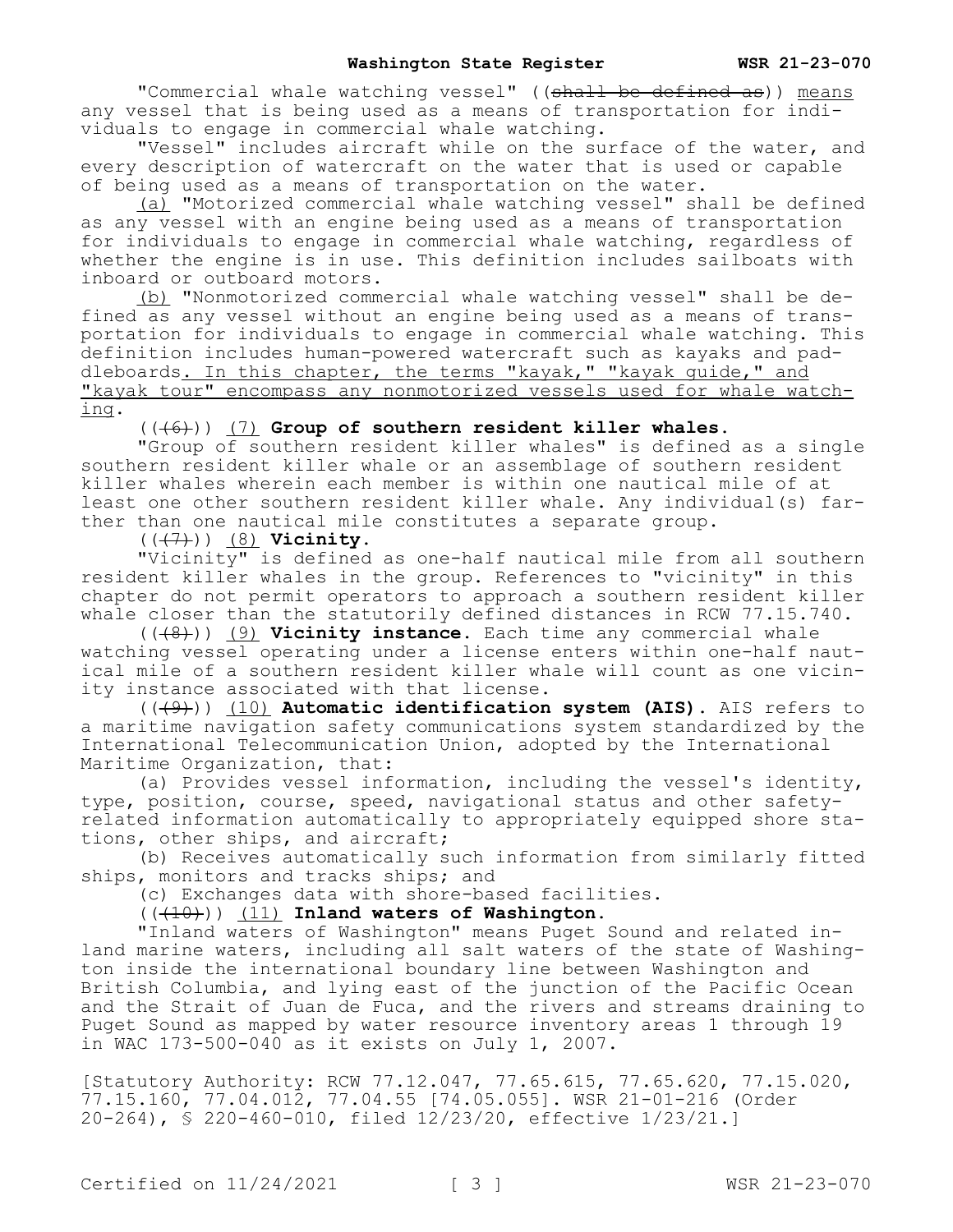"Commercial whale watching vessel" ((~~shall be defined as~~)) <u>means</u> any vessel that is being used as a means of transportation for individuals to engage in commercial whale watching.

"Vessel" includes aircraft while on the surface of the water, and every description of watercraft on the water that is used or capable of being used as a means of transportation on the water.

<u>(a)</u> "Motorized commercial whale watching vessel" shall be defined as any vessel with an engine being used as a means of transportation for individuals to engage in commercial whale watching, regardless of whether the engine is in use. This definition includes sailboats with inboard or outboard motors.

<u>(b)</u> "Nonmotorized commercial whale watching vessel" shall be defined as any vessel without an engine being used as a means of transportation for individuals to engage in commercial whale watching. This definition includes human-powered watercraft such as kayaks and paddleboards<u>. In this chapter, the terms "kayak," "kayak guide," and "kayak tour" encompass any nonmotorized vessels used for whale watching</u>.

((~~(6)~~)) <u>(7)</u> **Group of southern resident killer whales.**

"Group of southern resident killer whales" is defined as a single southern resident killer whale or an assemblage of southern resident killer whales wherein each member is within one nautical mile of at least one other southern resident killer whale. Any individual(s) farther than one nautical mile constitutes a separate group.

((~~(7)~~)) <u>(8)</u> **Vicinity.**

"Vicinity" is defined as one-half nautical mile from all southern resident killer whales in the group. References to "vicinity" in this chapter do not permit operators to approach a southern resident killer whale closer than the statutorily defined distances in RCW 77.15.740.

((~~(8)~~)) <u>(9)</u> **Vicinity instance.** Each time any commercial whale watching vessel operating under a license enters within one-half nautical mile of a southern resident killer whale will count as one vicinity instance associated with that license.

((~~(9)~~)) <u>(10)</u> **Automatic identification system (AIS).** AIS refers to a maritime navigation safety communications system standardized by the International Telecommunication Union, adopted by the International Maritime Organization, that:

(a) Provides vessel information, including the vessel's identity, type, position, course, speed, navigational status and other safety-related information automatically to appropriately equipped shore stations, other ships, and aircraft;

(b) Receives automatically such information from similarly fitted ships, monitors and tracks ships; and

(c) Exchanges data with shore-based facilities.

((~~(10)~~)) <u>(11)</u> **Inland waters of Washington.**

"Inland waters of Washington" means Puget Sound and related inland marine waters, including all salt waters of the state of Washington inside the international boundary line between Washington and British Columbia, and lying east of the junction of the Pacific Ocean and the Strait of Juan de Fuca, and the rivers and streams draining to Puget Sound as mapped by water resource inventory areas 1 through 19 in WAC 173-500-040 as it exists on July 1, 2007.

[Statutory Authority: RCW 77.12.047, 77.65.615, 77.65.620, 77.15.020, 77.15.160, 77.04.012, 77.04.55 [74.05.055]. WSR 21-01-216 (Order 20-264), § 220-460-010, filed 12/23/20, effective 1/23/21.]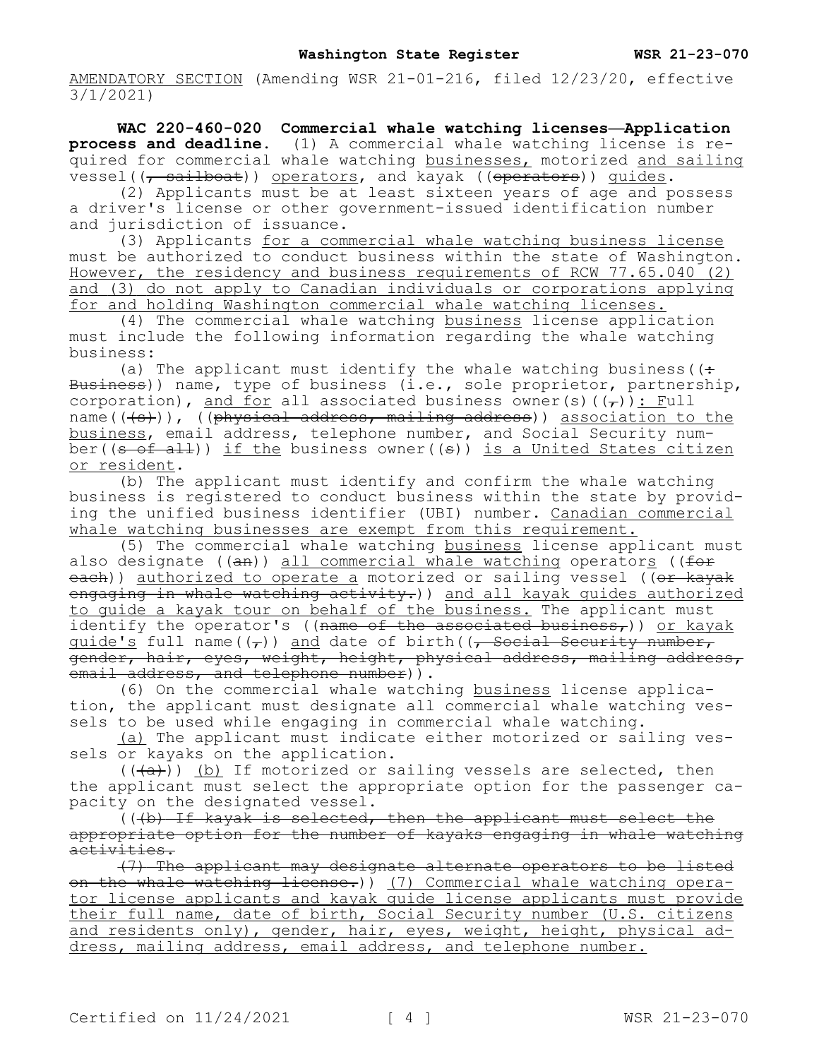<u>AMENDATORY SECTION</u> (Amending WSR 21-01-216, filed 12/23/20, effective 3/1/2021)

**WAC 220-460-020 Commercial whale watching licenses—Application process and deadline.** (1) A commercial whale watching license is required for commercial whale watching <u>businesses,</u> motorized <u>and sailing</u> vessel((~~, sailboat~~)) <u>operators</u>, and kayak ((~~operators~~)) <u>guides</u>.

(2) Applicants must be at least sixteen years of age and possess a driver's license or other government-issued identification number and jurisdiction of issuance.

(3) Applicants <u>for a commercial whale watching business license</u> must be authorized to conduct business within the state of Washington. <u>However, the residency and business requirements of RCW 77.65.040 (2) and (3) do not apply to Canadian individuals or corporations applying for and holding Washington commercial whale watching licenses.</u>

(4) The commercial whale watching <u>business</u> license application must include the following information regarding the whale watching business:

(a) The applicant must identify the whale watching business((~~: Business~~)) name, type of business (i.e., sole proprietor, partnership, corporation), <u>and for</u> all associated business owner(s)((~~,~~))<u>: Full</u> name((~~(s)~~)), ((~~physical address, mailing address~~)) <u>association to the business</u>, email address, telephone number, and Social Security number((~~s of all~~)) <u>if the</u> business owner((~~s~~)) <u>is a United States citizen or resident</u>.

(b) The applicant must identify and confirm the whale watching business is registered to conduct business within the state by providing the unified business identifier (UBI) number. <u>Canadian commercial whale watching businesses are exempt from this requirement.</u>

(5) The commercial whale watching <u>business</u> license applicant must also designate ((~~an~~)) <u>all commercial whale watching</u> operator<u>s</u> ((~~for each~~)) <u>authorized to operate a</u> motorized or sailing vessel ((~~or kayak engaging in whale watching activity.~~)) <u>and all kayak guides authorized to guide a kayak tour on behalf of the business.</u> The applicant must identify the operator's ((~~name of the associated business,~~)) <u>or kayak guide's</u> full name((~~,~~)) <u>and</u> date of birth((~~, Social Security number, gender, hair, eyes, weight, height, physical address, mailing address, email address, and telephone number~~)).

(6) On the commercial whale watching <u>business</u> license application, the applicant must designate all commercial whale watching vessels to be used while engaging in commercial whale watching.

<u>(a)</u> The applicant must indicate either motorized or sailing vessels or kayaks on the application.

((~~(a)~~)) <u>(b)</u> If motorized or sailing vessels are selected, then the applicant must select the appropriate option for the passenger capacity on the designated vessel.

((~~(b) If kayak is selected, then the applicant must select the appropriate option for the number of kayaks engaging in whale watching activities.~~

~~(7) The applicant may designate alternate operators to be listed on the whale watching license.~~)) <u>(7) Commercial whale watching operator license applicants and kayak guide license applicants must provide their full name, date of birth, Social Security number (U.S. citizens and residents only), gender, hair, eyes, weight, height, physical address, mailing address, email address, and telephone number.</u>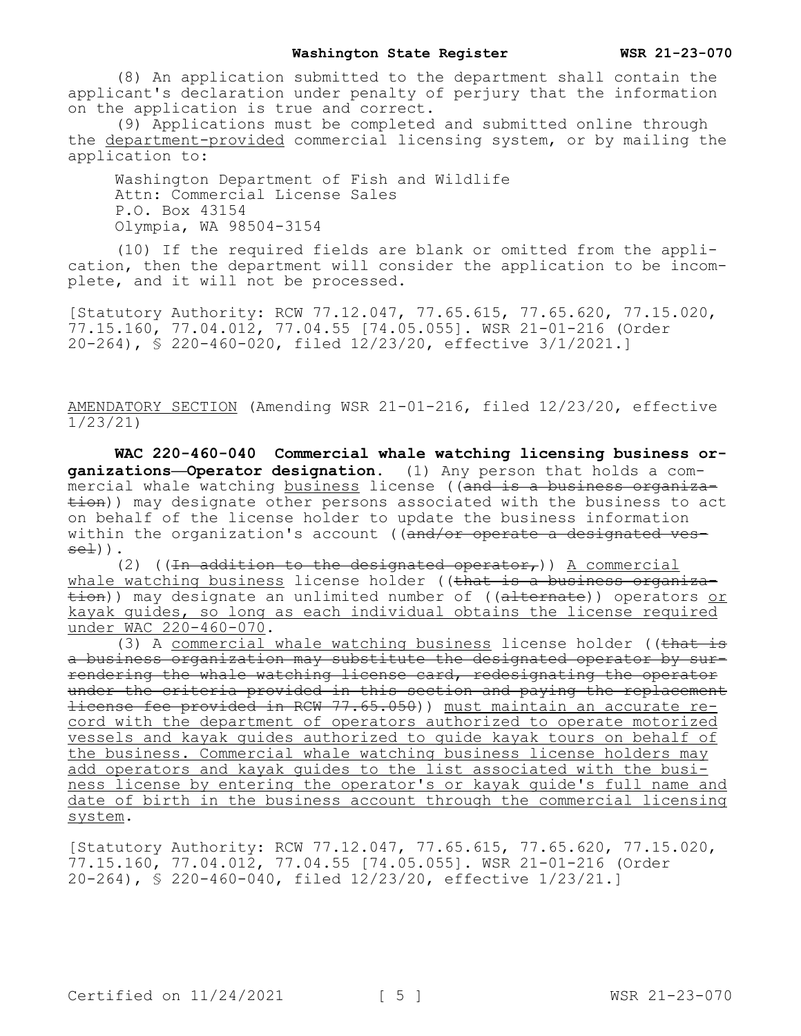(8) An application submitted to the department shall contain the applicant's declaration under penalty of perjury that the information on the application is true and correct.

(9) Applications must be completed and submitted online through the <u>department-provided</u> commercial licensing system, or by mailing the application to:

Washington Department of Fish and Wildlife
Attn: Commercial License Sales
P.O. Box 43154
Olympia, WA 98504-3154

(10) If the required fields are blank or omitted from the application, then the department will consider the application to be incomplete, and it will not be processed.

[Statutory Authority: RCW 77.12.047, 77.65.615, 77.65.620, 77.15.020, 77.15.160, 77.04.012, 77.04.55 [74.05.055]. WSR 21-01-216 (Order 20-264), § 220-460-020, filed 12/23/20, effective 3/1/2021.]

<u>AMENDATORY SECTION</u> (Amending WSR 21-01-216, filed 12/23/20, effective 1/23/21)

**WAC 220-460-040 Commercial whale watching licensing business organizations—Operator designation.** (1) Any person that holds a commercial whale watching <u>business</u> license ((~~and is a business organization~~)) may designate other persons associated with the business to act on behalf of the license holder to update the business information within the organization's account ((~~and/or operate a designated vessel~~)).

(2) ((~~In addition to the designated operator,~~)) <u>A commercial whale watching business</u> license holder ((~~that is a business organization~~)) may designate an unlimited number of ((~~alternate~~)) operators <u>or kayak guides, so long as each individual obtains the license required under WAC 220-460-070</u>.

(3) A <u>commercial whale watching business</u> license holder ((~~that is a business organization may substitute the designated operator by surrendering the whale watching license card, redesignating the operator under the criteria provided in this section and paying the replacement license fee provided in RCW 77.65.050~~)) <u>must maintain an accurate record with the department of operators authorized to operate motorized vessels and kayak guides authorized to guide kayak tours on behalf of the business. Commercial whale watching business license holders may add operators and kayak guides to the list associated with the business license by entering the operator's or kayak guide's full name and date of birth in the business account through the commercial licensing system</u>.

[Statutory Authority: RCW 77.12.047, 77.65.615, 77.65.620, 77.15.020, 77.15.160, 77.04.012, 77.04.55 [74.05.055]. WSR 21-01-216 (Order 20-264), § 220-460-040, filed 12/23/20, effective 1/23/21.]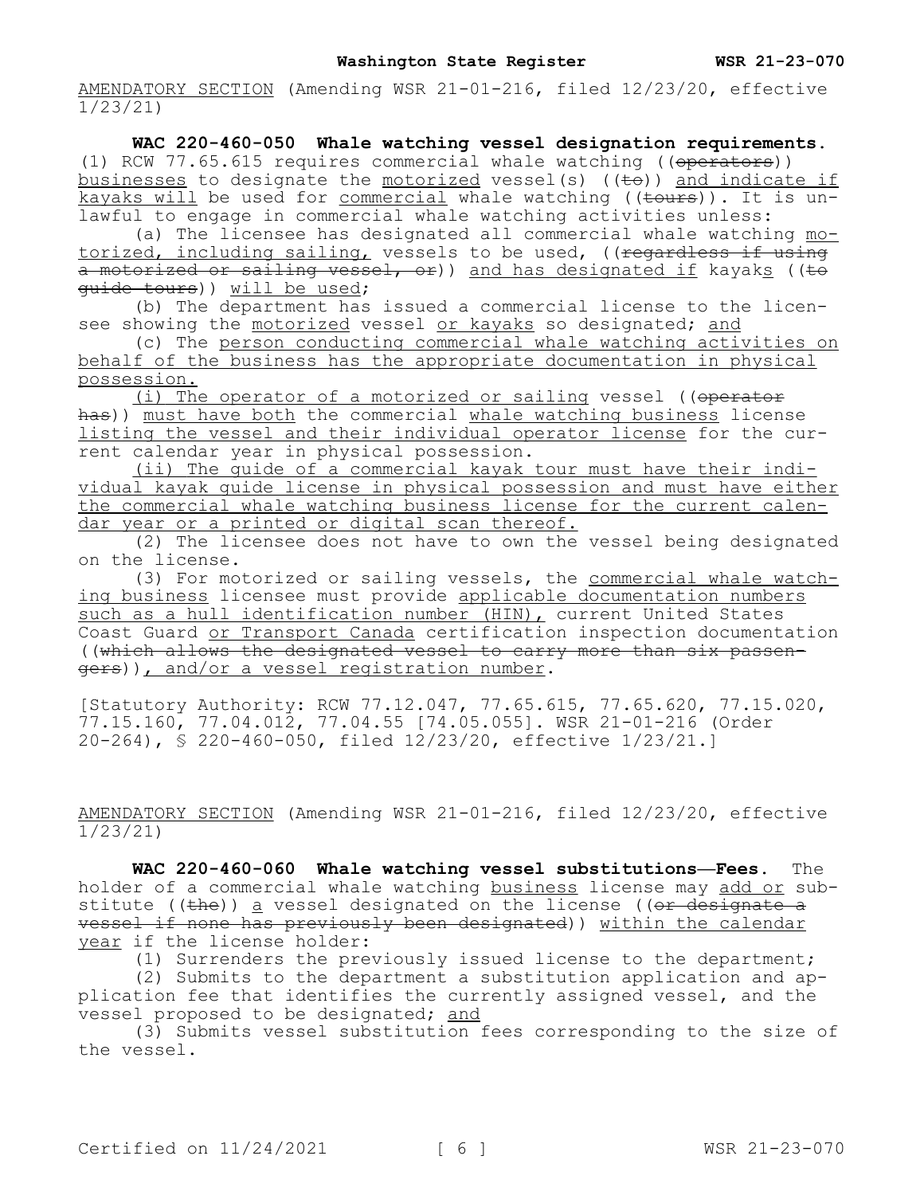AMENDATORY SECTION (Amending WSR 21-01-216, filed 12/23/20, effective 1/23/21)

**WAC 220-460-050 Whale watching vessel designation requirements.** (1) RCW 77.65.615 requires commercial whale watching ((~~operators~~)) <u>businesses</u> to designate the <u>motorized</u> vessel(s) ((~~to~~)) <u>and indicate if kayaks will</u> be used for <u>commercial</u> whale watching ((~~tours~~)). It is unlawful to engage in commercial whale watching activities unless:

(a) The licensee has designated all commercial whale watching <u>motorized, including sailing,</u> vessels to be used, ((~~regardless if using a motorized or sailing vessel, or~~)) <u>and has designated if</u> kayak<u>s</u> ((~~to guide tours~~)) <u>will be used</u>;

(b) The department has issued a commercial license to the licensee showing the <u>motorized</u> vessel <u>or kayaks</u> so designated; <u>and</u>

(c) The <u>person conducting commercial whale watching activities on behalf of the business has the appropriate documentation in physical possession.</u>

<u>(i) The operator of a motorized or sailing</u> vessel ((~~operator has~~)) <u>must have both</u> the commercial <u>whale watching business</u> license <u>listing the vessel and their individual operator license</u> for the current calendar year in physical possession.

<u>(ii) The guide of a commercial kayak tour must have their individual kayak guide license in physical possession and must have either the commercial whale watching business license for the current calendar year or a printed or digital scan thereof.</u>

(2) The licensee does not have to own the vessel being designated on the license.

(3) For motorized or sailing vessels, the <u>commercial whale watching business</u> licensee must provide <u>applicable documentation numbers such as a hull identification number (HIN),</u> current United States Coast Guard <u>or Transport Canada</u> certification inspection documentation ((~~which allows the designated vessel to carry more than six passengers~~))<u>, and/or a vessel registration number</u>.

[Statutory Authority: RCW 77.12.047, 77.65.615, 77.65.620, 77.15.020, 77.15.160, 77.04.012, 77.04.55 [74.05.055]. WSR 21-01-216 (Order 20-264), § 220-460-050, filed 12/23/20, effective 1/23/21.]

AMENDATORY SECTION (Amending WSR 21-01-216, filed 12/23/20, effective 1/23/21)

**WAC 220-460-060 Whale watching vessel substitutions—Fees.** The holder of a commercial whale watching <u>business</u> license may <u>add or</u> substitute ((~~the~~)) <u>a</u> vessel designated on the license ((~~or designate a vessel if none has previously been designated~~)) <u>within the calendar year</u> if the license holder:

(1) Surrenders the previously issued license to the department;

(2) Submits to the department a substitution application and application fee that identifies the currently assigned vessel, and the vessel proposed to be designated; <u>and</u>

(3) Submits vessel substitution fees corresponding to the size of the vessel.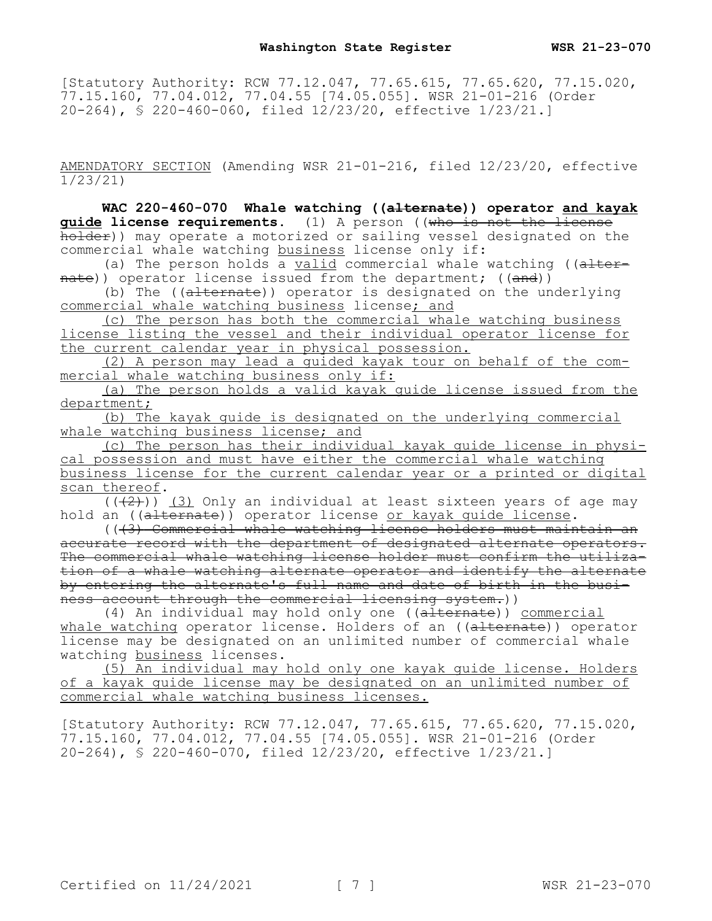[Statutory Authority: RCW 77.12.047, 77.65.615, 77.65.620, 77.15.020, 77.15.160, 77.04.012, 77.04.55 [74.05.055]. WSR 21-01-216 (Order 20-264), § 220-460-060, filed 12/23/20, effective 1/23/21.]

AMENDATORY SECTION (Amending WSR 21-01-216, filed 12/23/20, effective 1/23/21)

**WAC 220-460-070 Whale watching ((~~alternate~~)) operator and kayak guide license requirements.** (1) A person ((~~who is not the license holder~~)) may operate a motorized or sailing vessel designated on the commercial whale watching business license only if:

(a) The person holds a valid commercial whale watching ((~~alternate~~)) operator license issued from the department; ((~~and~~))

(b) The ((~~alternate~~)) operator is designated on the underlying commercial whale watching business license; and

(c) The person has both the commercial whale watching business license listing the vessel and their individual operator license for the current calendar year in physical possession.

(2) A person may lead a guided kayak tour on behalf of the commercial whale watching business only if:

(a) The person holds a valid kayak guide license issued from the department;

(b) The kayak guide is designated on the underlying commercial whale watching business license; and

(c) The person has their individual kayak guide license in physical possession and must have either the commercial whale watching business license for the current calendar year or a printed or digital scan thereof.

((~~(2)~~)) (3) Only an individual at least sixteen years of age may hold an ((~~alternate~~)) operator license or kayak guide license.

((~~(3) Commercial whale watching license holders must maintain an accurate record with the department of designated alternate operators. The commercial whale watching license holder must confirm the utilization of a whale watching alternate operator and identify the alternate by entering the alternate's full name and date of birth in the business account through the commercial licensing system.~~))

(4) An individual may hold only one ((~~alternate~~)) commercial whale watching operator license. Holders of an ((~~alternate~~)) operator license may be designated on an unlimited number of commercial whale watching business licenses.

(5) An individual may hold only one kayak guide license. Holders of a kayak guide license may be designated on an unlimited number of commercial whale watching business licenses.

[Statutory Authority: RCW 77.12.047, 77.65.615, 77.65.620, 77.15.020, 77.15.160, 77.04.012, 77.04.55 [74.05.055]. WSR 21-01-216 (Order 20-264), § 220-460-070, filed 12/23/20, effective 1/23/21.]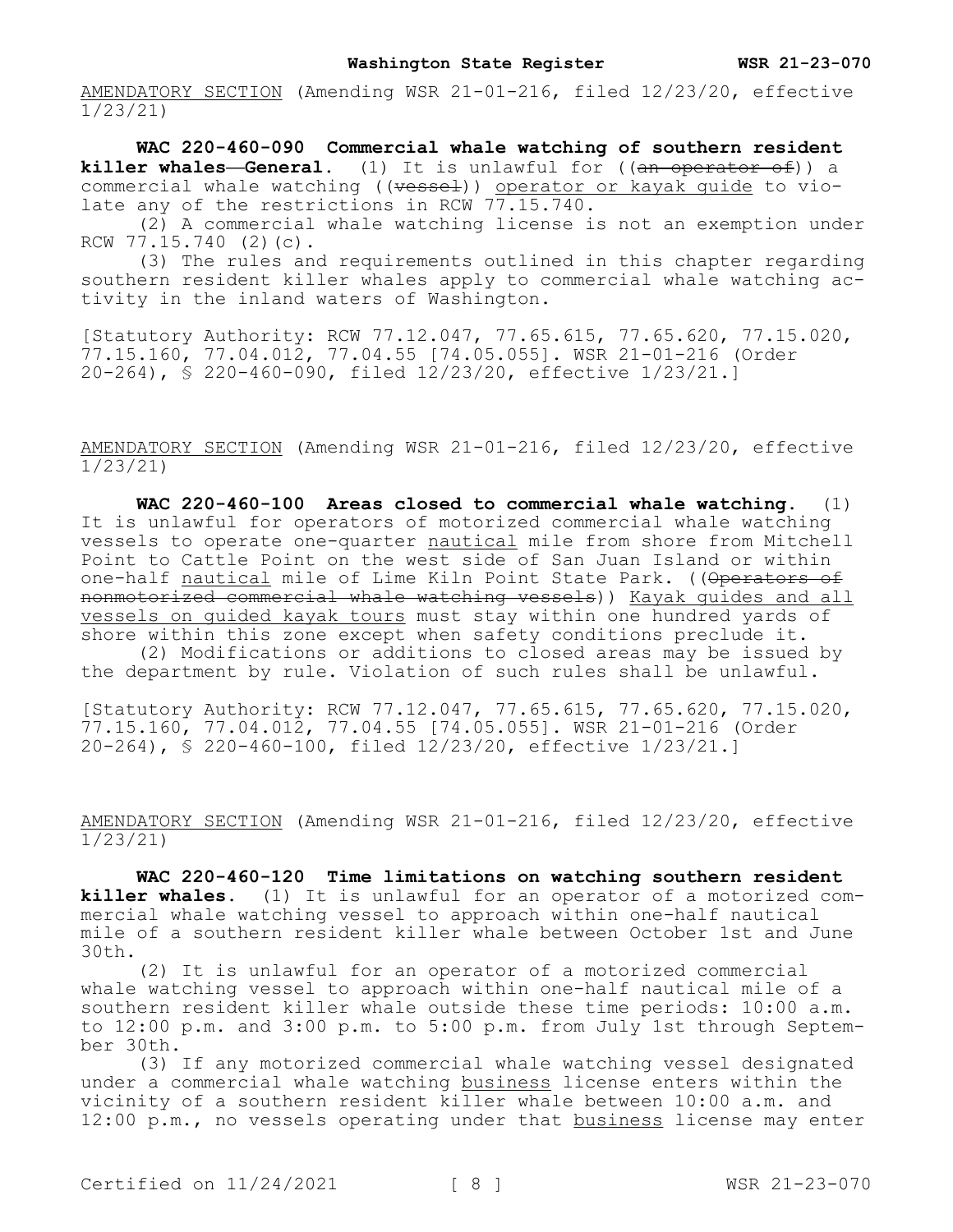AMENDATORY SECTION (Amending WSR 21-01-216, filed 12/23/20, effective 1/23/21)

**WAC 220-460-090 Commercial whale watching of southern resident killer whales—General.** (1) It is unlawful for ((~~an operator of~~)) a commercial whale watching ((~~vessel~~)) operator or kayak guide to violate any of the restrictions in RCW 77.15.740.

(2) A commercial whale watching license is not an exemption under RCW 77.15.740 (2)(c).

(3) The rules and requirements outlined in this chapter regarding southern resident killer whales apply to commercial whale watching activity in the inland waters of Washington.

[Statutory Authority: RCW 77.12.047, 77.65.615, 77.65.620, 77.15.020, 77.15.160, 77.04.012, 77.04.55 [74.05.055]. WSR 21-01-216 (Order 20-264), § 220-460-090, filed 12/23/20, effective 1/23/21.]

AMENDATORY SECTION (Amending WSR 21-01-216, filed 12/23/20, effective 1/23/21)

**WAC 220-460-100 Areas closed to commercial whale watching.** (1) It is unlawful for operators of motorized commercial whale watching vessels to operate one-quarter nautical mile from shore from Mitchell Point to Cattle Point on the west side of San Juan Island or within one-half nautical mile of Lime Kiln Point State Park. ((~~Operators of nonmotorized commercial whale watching vessels~~)) Kayak guides and all vessels on guided kayak tours must stay within one hundred yards of shore within this zone except when safety conditions preclude it.

(2) Modifications or additions to closed areas may be issued by the department by rule. Violation of such rules shall be unlawful.

[Statutory Authority: RCW 77.12.047, 77.65.615, 77.65.620, 77.15.020, 77.15.160, 77.04.012, 77.04.55 [74.05.055]. WSR 21-01-216 (Order 20-264), § 220-460-100, filed 12/23/20, effective 1/23/21.]

AMENDATORY SECTION (Amending WSR 21-01-216, filed 12/23/20, effective 1/23/21)

**WAC 220-460-120 Time limitations on watching southern resident killer whales.** (1) It is unlawful for an operator of a motorized commercial whale watching vessel to approach within one-half nautical mile of a southern resident killer whale between October 1st and June 30th.

(2) It is unlawful for an operator of a motorized commercial whale watching vessel to approach within one-half nautical mile of a southern resident killer whale outside these time periods: 10:00 a.m. to 12:00 p.m. and 3:00 p.m. to 5:00 p.m. from July 1st through September 30th.

(3) If any motorized commercial whale watching vessel designated under a commercial whale watching business license enters within the vicinity of a southern resident killer whale between 10:00 a.m. and 12:00 p.m., no vessels operating under that business license may enter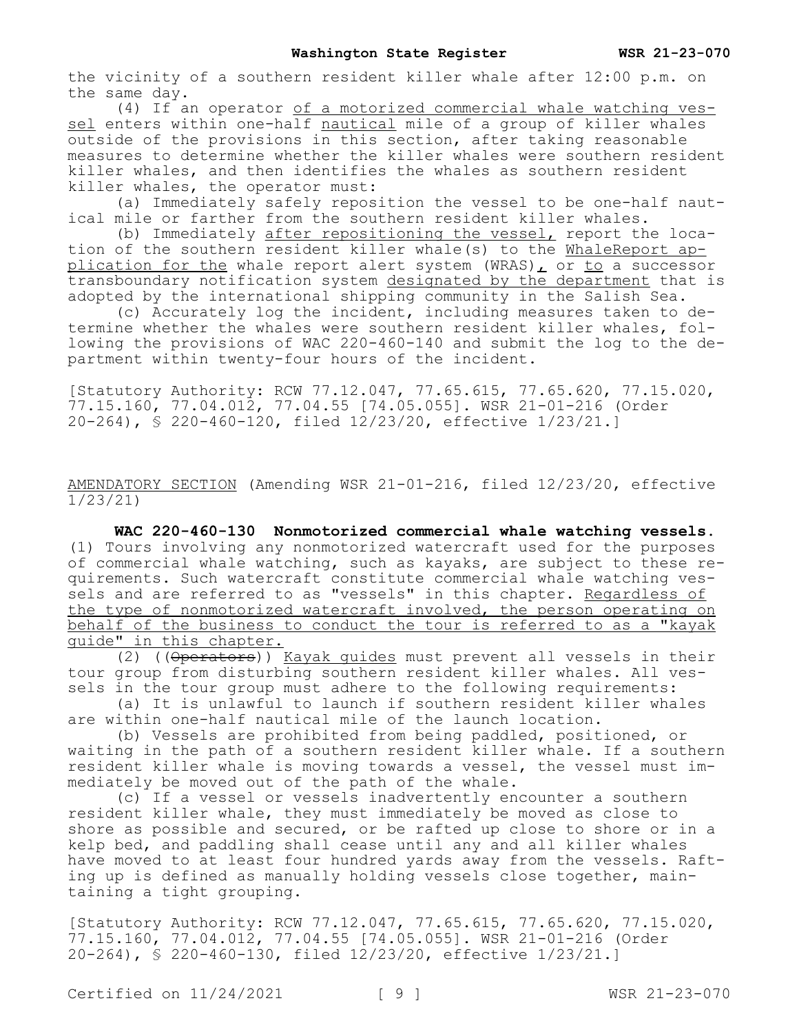the vicinity of a southern resident killer whale after 12:00 p.m. on the same day.

(4) If an operator of a motorized commercial whale watching vessel enters within one-half nautical mile of a group of killer whales outside of the provisions in this section, after taking reasonable measures to determine whether the killer whales were southern resident killer whales, and then identifies the whales as southern resident killer whales, the operator must:

(a) Immediately safely reposition the vessel to be one-half nautical mile or farther from the southern resident killer whales.

(b) Immediately after repositioning the vessel, report the location of the southern resident killer whale(s) to the WhaleReport application for the whale report alert system (WRAS), or to a successor transboundary notification system designated by the department that is adopted by the international shipping community in the Salish Sea.

(c) Accurately log the incident, including measures taken to determine whether the whales were southern resident killer whales, following the provisions of WAC 220-460-140 and submit the log to the department within twenty-four hours of the incident.

[Statutory Authority: RCW 77.12.047, 77.65.615, 77.65.620, 77.15.020, 77.15.160, 77.04.012, 77.04.55 [74.05.055]. WSR 21-01-216 (Order 20-264), § 220-460-120, filed 12/23/20, effective 1/23/21.]

AMENDATORY SECTION (Amending WSR 21-01-216, filed 12/23/20, effective 1/23/21)

**WAC 220-460-130 Nonmotorized commercial whale watching vessels.** (1) Tours involving any nonmotorized watercraft used for the purposes of commercial whale watching, such as kayaks, are subject to these requirements. Such watercraft constitute commercial whale watching vessels and are referred to as "vessels" in this chapter. Regardless of the type of nonmotorized watercraft involved, the person operating on behalf of the business to conduct the tour is referred to as a "kayak guide" in this chapter.

(2) ((~~Operators~~)) Kayak guides must prevent all vessels in their tour group from disturbing southern resident killer whales. All vessels in the tour group must adhere to the following requirements:

(a) It is unlawful to launch if southern resident killer whales are within one-half nautical mile of the launch location.

(b) Vessels are prohibited from being paddled, positioned, or waiting in the path of a southern resident killer whale. If a southern resident killer whale is moving towards a vessel, the vessel must immediately be moved out of the path of the whale.

(c) If a vessel or vessels inadvertently encounter a southern resident killer whale, they must immediately be moved as close to shore as possible and secured, or be rafted up close to shore or in a kelp bed, and paddling shall cease until any and all killer whales have moved to at least four hundred yards away from the vessels. Rafting up is defined as manually holding vessels close together, maintaining a tight grouping.

[Statutory Authority: RCW 77.12.047, 77.65.615, 77.65.620, 77.15.020, 77.15.160, 77.04.012, 77.04.55 [74.05.055]. WSR 21-01-216 (Order 20-264), § 220-460-130, filed 12/23/20, effective 1/23/21.]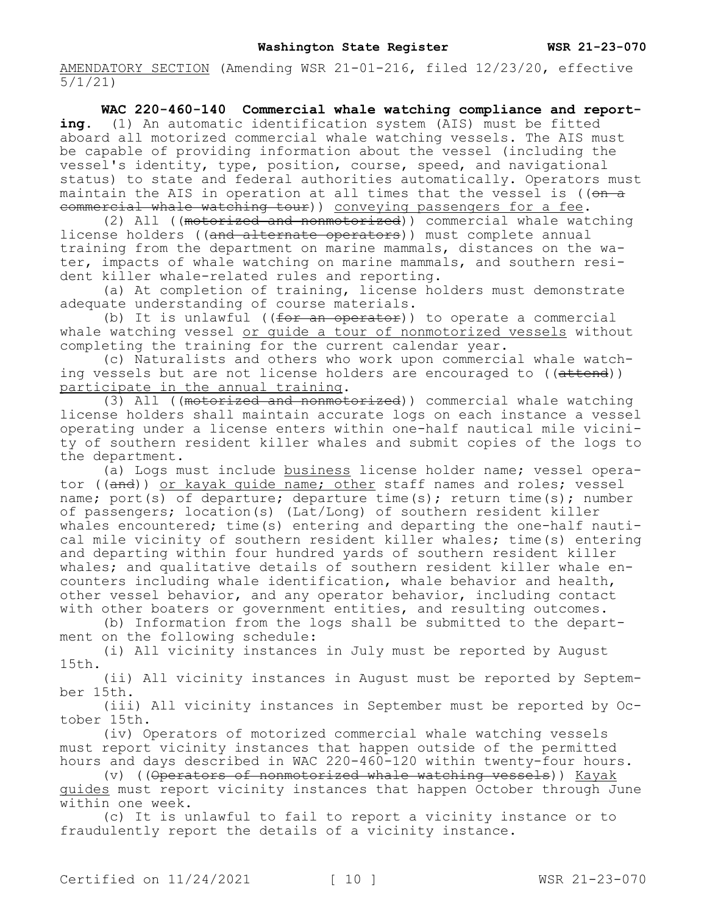AMENDATORY SECTION (Amending WSR 21-01-216, filed 12/23/20, effective 5/1/21)

**WAC 220-460-140 Commercial whale watching compliance and reporting.** (1) An automatic identification system (AIS) must be fitted aboard all motorized commercial whale watching vessels. The AIS must be capable of providing information about the vessel (including the vessel's identity, type, position, course, speed, and navigational status) to state and federal authorities automatically. Operators must maintain the AIS in operation at all times that the vessel is ((~~on a commercial whale watching tour~~)) <u>conveying passengers for a fee</u>.

(2) All ((~~motorized and nonmotorized~~)) commercial whale watching license holders ((~~and alternate operators~~)) must complete annual training from the department on marine mammals, distances on the water, impacts of whale watching on marine mammals, and southern resident killer whale-related rules and reporting.

(a) At completion of training, license holders must demonstrate adequate understanding of course materials.

(b) It is unlawful ((~~for an operator~~)) to operate a commercial whale watching vessel <u>or guide a tour of nonmotorized vessels</u> without completing the training for the current calendar year.

(c) Naturalists and others who work upon commercial whale watching vessels but are not license holders are encouraged to ((~~attend~~)) <u>participate in the annual training</u>.

(3) All ((~~motorized and nonmotorized~~)) commercial whale watching license holders shall maintain accurate logs on each instance a vessel operating under a license enters within one-half nautical mile vicinity of southern resident killer whales and submit copies of the logs to the department.

(a) Logs must include <u>business</u> license holder name; vessel operator ((~~and~~)) <u>or kayak guide name; other</u> staff names and roles; vessel name; port(s) of departure; departure time(s); return time(s); number of passengers; location(s) (Lat/Long) of southern resident killer whales encountered; time(s) entering and departing the one-half nautical mile vicinity of southern resident killer whales; time(s) entering and departing within four hundred yards of southern resident killer whales; and qualitative details of southern resident killer whale encounters including whale identification, whale behavior and health, other vessel behavior, and any operator behavior, including contact with other boaters or government entities, and resulting outcomes.

(b) Information from the logs shall be submitted to the department on the following schedule:

(i) All vicinity instances in July must be reported by August 15th.

(ii) All vicinity instances in August must be reported by September 15th.

(iii) All vicinity instances in September must be reported by October 15th.

(iv) Operators of motorized commercial whale watching vessels must report vicinity instances that happen outside of the permitted hours and days described in WAC 220-460-120 within twenty-four hours.

(v) ((~~Operators of nonmotorized whale watching vessels~~)) <u>Kayak guides</u> must report vicinity instances that happen October through June within one week.

(c) It is unlawful to fail to report a vicinity instance or to fraudulently report the details of a vicinity instance.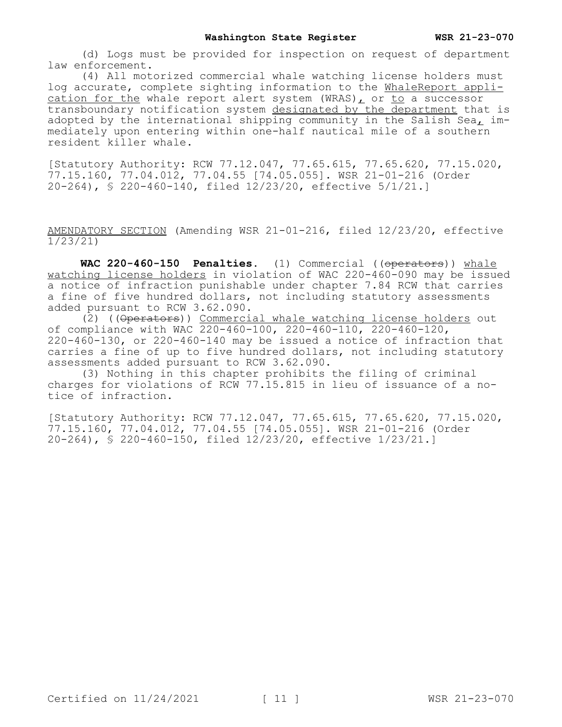(d) Logs must be provided for inspection on request of department law enforcement.

(4) All motorized commercial whale watching license holders must log accurate, complete sighting information to the WhaleReport application for the whale report alert system (WRAS), or to a successor transboundary notification system designated by the department that is adopted by the international shipping community in the Salish Sea, immediately upon entering within one-half nautical mile of a southern resident killer whale.

[Statutory Authority: RCW 77.12.047, 77.65.615, 77.65.620, 77.15.020, 77.15.160, 77.04.012, 77.04.55 [74.05.055]. WSR 21-01-216 (Order 20-264), § 220-460-140, filed 12/23/20, effective 5/1/21.]

AMENDATORY SECTION (Amending WSR 21-01-216, filed 12/23/20, effective 1/23/21)

**WAC 220-460-150 Penalties.** (1) Commercial ((~~operators~~)) whale watching license holders in violation of WAC 220-460-090 may be issued a notice of infraction punishable under chapter 7.84 RCW that carries a fine of five hundred dollars, not including statutory assessments added pursuant to RCW 3.62.090.

(2) ((~~Operators~~)) Commercial whale watching license holders out of compliance with WAC 220-460-100, 220-460-110, 220-460-120, 220-460-130, or 220-460-140 may be issued a notice of infraction that carries a fine of up to five hundred dollars, not including statutory assessments added pursuant to RCW 3.62.090.

(3) Nothing in this chapter prohibits the filing of criminal charges for violations of RCW 77.15.815 in lieu of issuance of a notice of infraction.

[Statutory Authority: RCW 77.12.047, 77.65.615, 77.65.620, 77.15.020, 77.15.160, 77.04.012, 77.04.55 [74.05.055]. WSR 21-01-216 (Order 20-264), § 220-460-150, filed 12/23/20, effective 1/23/21.]